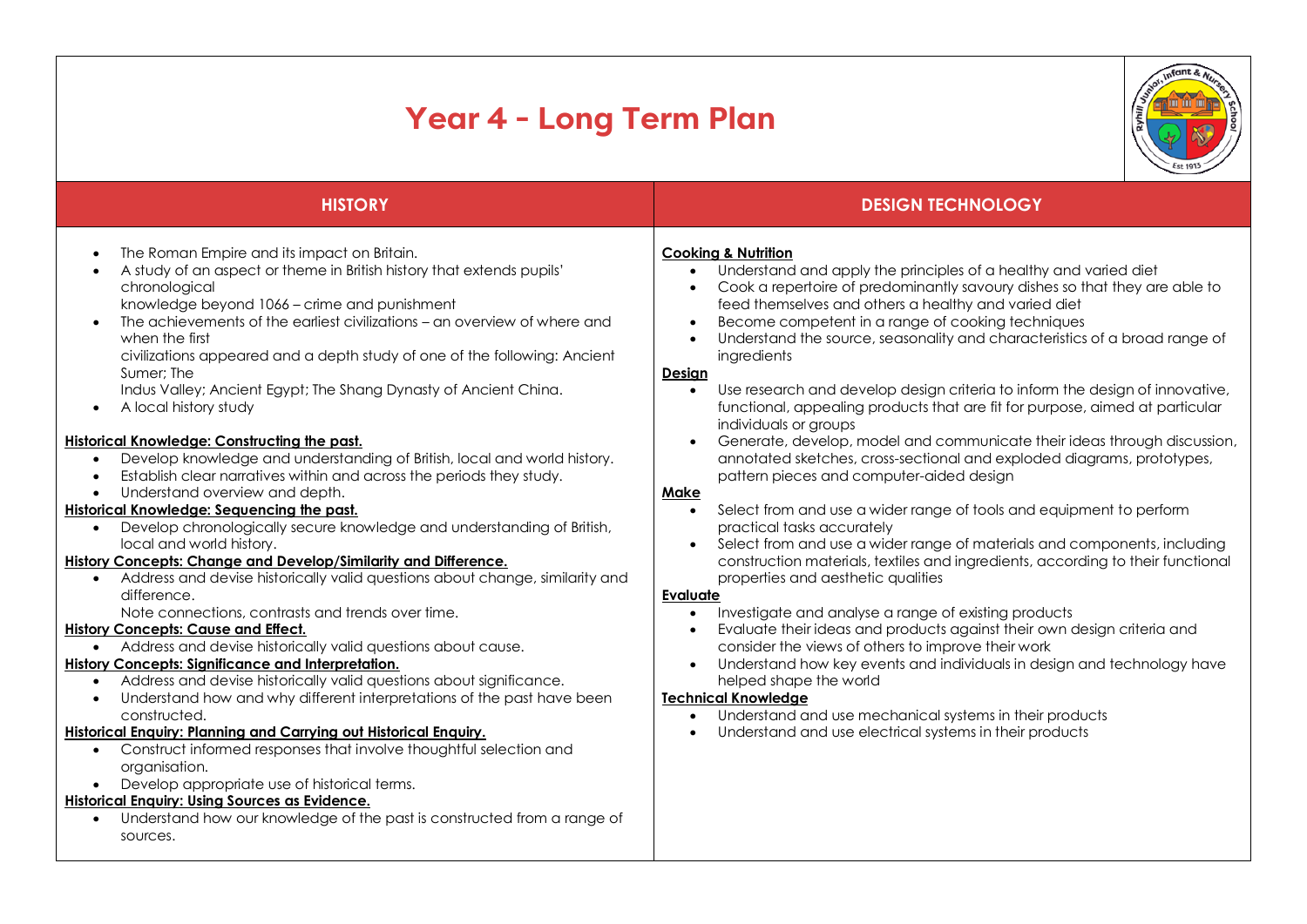# Year 4 - Long Term Plan

## HISTORY

- The Roman Empire and its impact on Britain.
- A study of an aspect or theme in British history that extends pupils' chronological knowledge beyond 1066 – crime and punishment
- The achievements of the earliest civilizations – an overview of where and when the first civilizations appeared and a depth study of one of the following: Ancient Sumer; The Indus Valley; Ancient Egypt; The Shang Dynasty of Ancient China.
- A local history study

**Historical Knowledge: Constructing the past.**

- Develop knowledge and understanding of British, local and world history.
- Establish clear narratives within and across the periods they study.
- Understand overview and depth.

**Historical Knowledge: Sequencing the past.**

- Develop chronologically secure knowledge and understanding of British, local and world history.

**History Concepts: Change and Develop/Similarity and Difference.**

- Address and devise historically valid questions about change, similarity and difference.
  Note connections, contrasts and trends over time.

**History Concepts: Cause and Effect.**

- Address and devise historically valid questions about cause.

**History Concepts: Significance and Interpretation.**

- Address and devise historically valid questions about significance.
- Understand how and why different interpretations of the past have been constructed.

**Historical Enquiry: Planning and Carrying out Historical Enquiry.**

- Construct informed responses that involve thoughtful selection and organisation.
- Develop appropriate use of historical terms.

**Historical Enquiry: Using Sources as Evidence.**

- Understand how our knowledge of the past is constructed from a range of sources.

## DESIGN TECHNOLOGY

**Cooking & Nutrition**

- Understand and apply the principles of a healthy and varied diet
- Cook a repertoire of predominantly savoury dishes so that they are able to feed themselves and others a healthy and varied diet
- Become competent in a range of cooking techniques
- Understand the source, seasonality and characteristics of a broad range of ingredients

**Design**

- Use research and develop design criteria to inform the design of innovative, functional, appealing products that are fit for purpose, aimed at particular individuals or groups
- Generate, develop, model and communicate their ideas through discussion, annotated sketches, cross-sectional and exploded diagrams, prototypes, pattern pieces and computer-aided design

**Make**

- Select from and use a wider range of tools and equipment to perform practical tasks accurately
- Select from and use a wider range of materials and components, including construction materials, textiles and ingredients, according to their functional properties and aesthetic qualities

**Evaluate**

- Investigate and analyse a range of existing products
- Evaluate their ideas and products against their own design criteria and consider the views of others to improve their work
- Understand how key events and individuals in design and technology have helped shape the world

**Technical Knowledge**

- Understand and use mechanical systems in their products
- Understand and use electrical systems in their products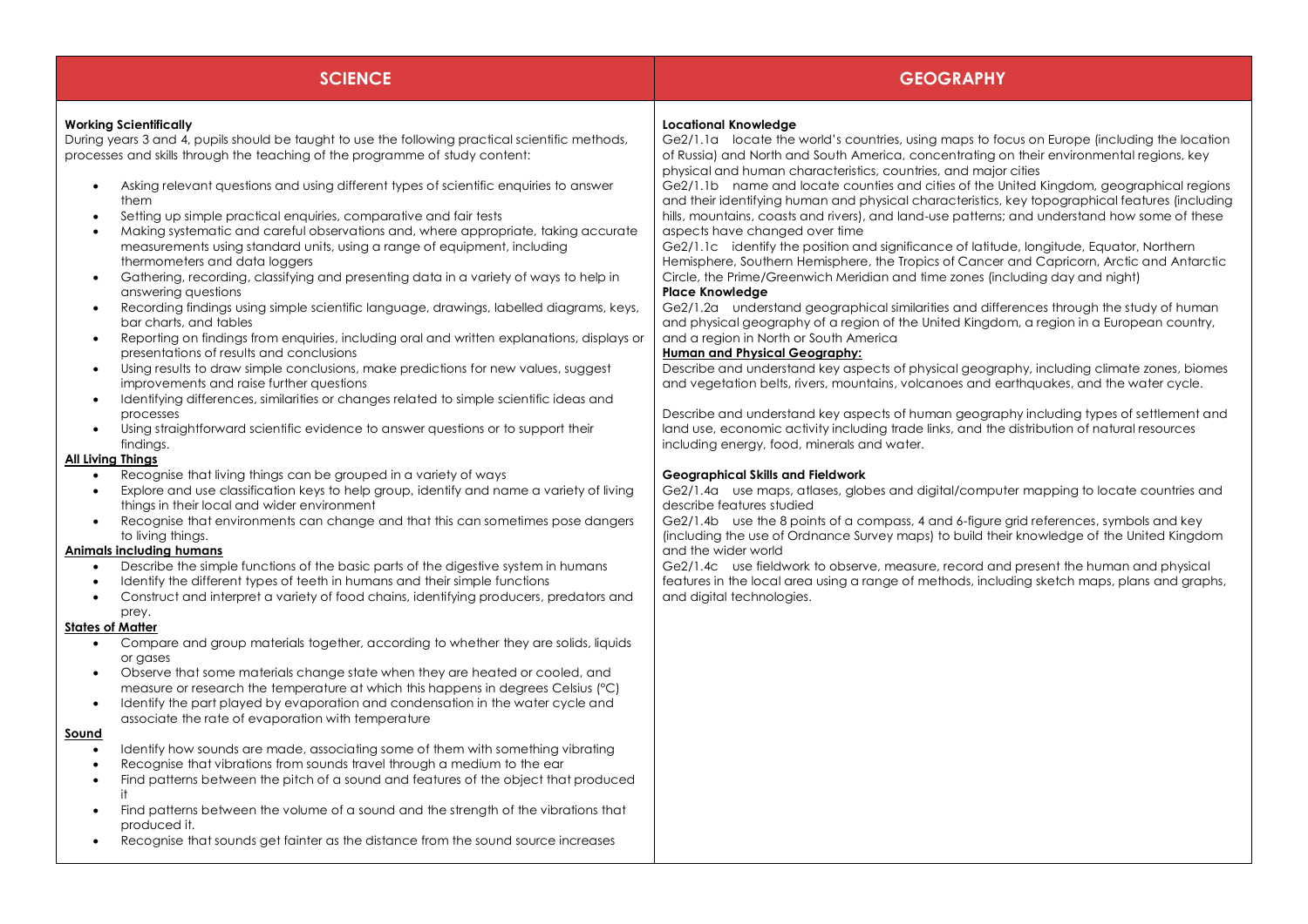## SCIENCE

**Working Scientifically**

During years 3 and 4, pupils should be taught to use the following practical scientific methods, processes and skills through the teaching of the programme of study content:

- Asking relevant questions and using different types of scientific enquiries to answer them
- Setting up simple practical enquiries, comparative and fair tests
- Making systematic and careful observations and, where appropriate, taking accurate measurements using standard units, using a range of equipment, including thermometers and data loggers
- Gathering, recording, classifying and presenting data in a variety of ways to help in answering questions
- Recording findings using simple scientific language, drawings, labelled diagrams, keys, bar charts, and tables
- Reporting on findings from enquiries, including oral and written explanations, displays or presentations of results and conclusions
- Using results to draw simple conclusions, make predictions for new values, suggest improvements and raise further questions
- Identifying differences, similarities or changes related to simple scientific ideas and processes
- Using straightforward scientific evidence to answer questions or to support their findings.

**All Living Things**

- Recognise that living things can be grouped in a variety of ways
- Explore and use classification keys to help group, identify and name a variety of living things in their local and wider environment
- Recognise that environments can change and that this can sometimes pose dangers to living things.

**Animals including humans**

- Describe the simple functions of the basic parts of the digestive system in humans
- Identify the different types of teeth in humans and their simple functions
- Construct and interpret a variety of food chains, identifying producers, predators and prey.

**States of Matter**

- Compare and group materials together, according to whether they are solids, liquids or gases
- Observe that some materials change state when they are heated or cooled, and measure or research the temperature at which this happens in degrees Celsius (°C)
- Identify the part played by evaporation and condensation in the water cycle and associate the rate of evaporation with temperature

**Sound**

- Identify how sounds are made, associating some of them with something vibrating
- Recognise that vibrations from sounds travel through a medium to the ear
- Find patterns between the pitch of a sound and features of the object that produced it
- Find patterns between the volume of a sound and the strength of the vibrations that produced it.
- Recognise that sounds get fainter as the distance from the sound source increases

## GEOGRAPHY

**Locational Knowledge**

Ge2/1.1a locate the world's countries, using maps to focus on Europe (including the location of Russia) and North and South America, concentrating on their environmental regions, key physical and human characteristics, countries, and major cities

Ge2/1.1b name and locate counties and cities of the United Kingdom, geographical regions and their identifying human and physical characteristics, key topographical features (including hills, mountains, coasts and rivers), and land-use patterns; and understand how some of these aspects have changed over time

Ge2/1.1c identify the position and significance of latitude, longitude, Equator, Northern Hemisphere, Southern Hemisphere, the Tropics of Cancer and Capricorn, Arctic and Antarctic Circle, the Prime/Greenwich Meridian and time zones (including day and night)

**Place Knowledge**

Ge2/1.2a understand geographical similarities and differences through the study of human and physical geography of a region of the United Kingdom, a region in a European country, and a region in North or South America

**Human and Physical Geography:**

Describe and understand key aspects of physical geography, including climate zones, biomes and vegetation belts, rivers, mountains, volcanoes and earthquakes, and the water cycle.

Describe and understand key aspects of human geography including types of settlement and land use, economic activity including trade links, and the distribution of natural resources including energy, food, minerals and water.

**Geographical Skills and Fieldwork**

Ge2/1.4a use maps, atlases, globes and digital/computer mapping to locate countries and describe features studied

Ge2/1.4b use the 8 points of a compass, 4 and 6-figure grid references, symbols and key (including the use of Ordnance Survey maps) to build their knowledge of the United Kingdom and the wider world

Ge2/1.4c use fieldwork to observe, measure, record and present the human and physical features in the local area using a range of methods, including sketch maps, plans and graphs, and digital technologies.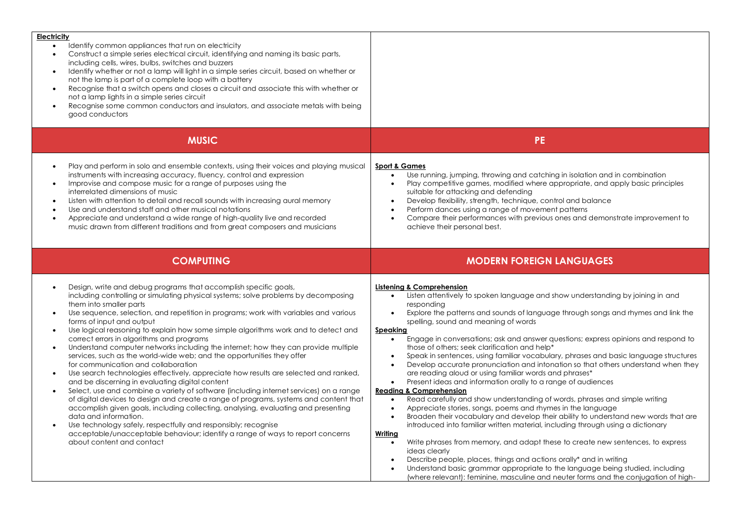**Electricity**

- Identify common appliances that run on electricity
- Construct a simple series electrical circuit, identifying and naming its basic parts, including cells, wires, bulbs, switches and buzzers
- Identify whether or not a lamp will light in a simple series circuit, based on whether or not the lamp is part of a complete loop with a battery
- Recognise that a switch opens and closes a circuit and associate this with whether or not a lamp lights in a simple series circuit
- Recognise some common conductors and insulators, and associate metals with being good conductors

## MUSIC

- Play and perform in solo and ensemble contexts, using their voices and playing musical instruments with increasing accuracy, fluency, control and expression
- Improvise and compose music for a range of purposes using the interrelated dimensions of music
- Listen with attention to detail and recall sounds with increasing aural memory
- Use and understand staff and other musical notations
- Appreciate and understand a wide range of high-quality live and recorded music drawn from different traditions and from great composers and musicians

## PE

**Sport & Games**

- Use running, jumping, throwing and catching in isolation and in combination
- Play competitive games, modified where appropriate, and apply basic principles suitable for attacking and defending
- Develop flexibility, strength, technique, control and balance
- Perform dances using a range of movement patterns
- Compare their performances with previous ones and demonstrate improvement to achieve their personal best.

## COMPUTING

- Design, write and debug programs that accomplish specific goals, including controlling or simulating physical systems; solve problems by decomposing them into smaller parts
- Use sequence, selection, and repetition in programs; work with variables and various forms of input and output
- Use logical reasoning to explain how some simple algorithms work and to detect and correct errors in algorithms and programs
- Understand computer networks including the internet; how they can provide multiple services, such as the world-wide web; and the opportunities they offer for communication and collaboration
- Use search technologies effectively, appreciate how results are selected and ranked, and be discerning in evaluating digital content
- Select, use and combine a variety of software (including internet services) on a range of digital devices to design and create a range of programs, systems and content that accomplish given goals, including collecting, analysing, evaluating and presenting data and information.
- Use technology safely, respectfully and responsibly; recognise acceptable/unacceptable behaviour; identify a range of ways to report concerns about content and contact

## MODERN FOREIGN LANGUAGES

**Listening & Comprehension**

- Listen attentively to spoken language and show understanding by joining in and responding
- Explore the patterns and sounds of language through songs and rhymes and link the spelling, sound and meaning of words

**Speaking**

- Engage in conversations; ask and answer questions; express opinions and respond to those of others; seek clarification and help*
- Speak in sentences, using familiar vocabulary, phrases and basic language structures
- Develop accurate pronunciation and intonation so that others understand when they are reading aloud or using familiar words and phrases*
- Present ideas and information orally to a range of audiences

**Reading & Comprehension**

- Read carefully and show understanding of words, phrases and simple writing
- Appreciate stories, songs, poems and rhymes in the language
- Broaden their vocabulary and develop their ability to understand new words that are introduced into familiar written material, including through using a dictionary

**Writing**

- Write phrases from memory, and adapt these to create new sentences, to express ideas clearly
- Describe people, places, things and actions orally* and in writing
- Understand basic grammar appropriate to the language being studied, including (where relevant): feminine, masculine and neuter forms and the conjugation of high-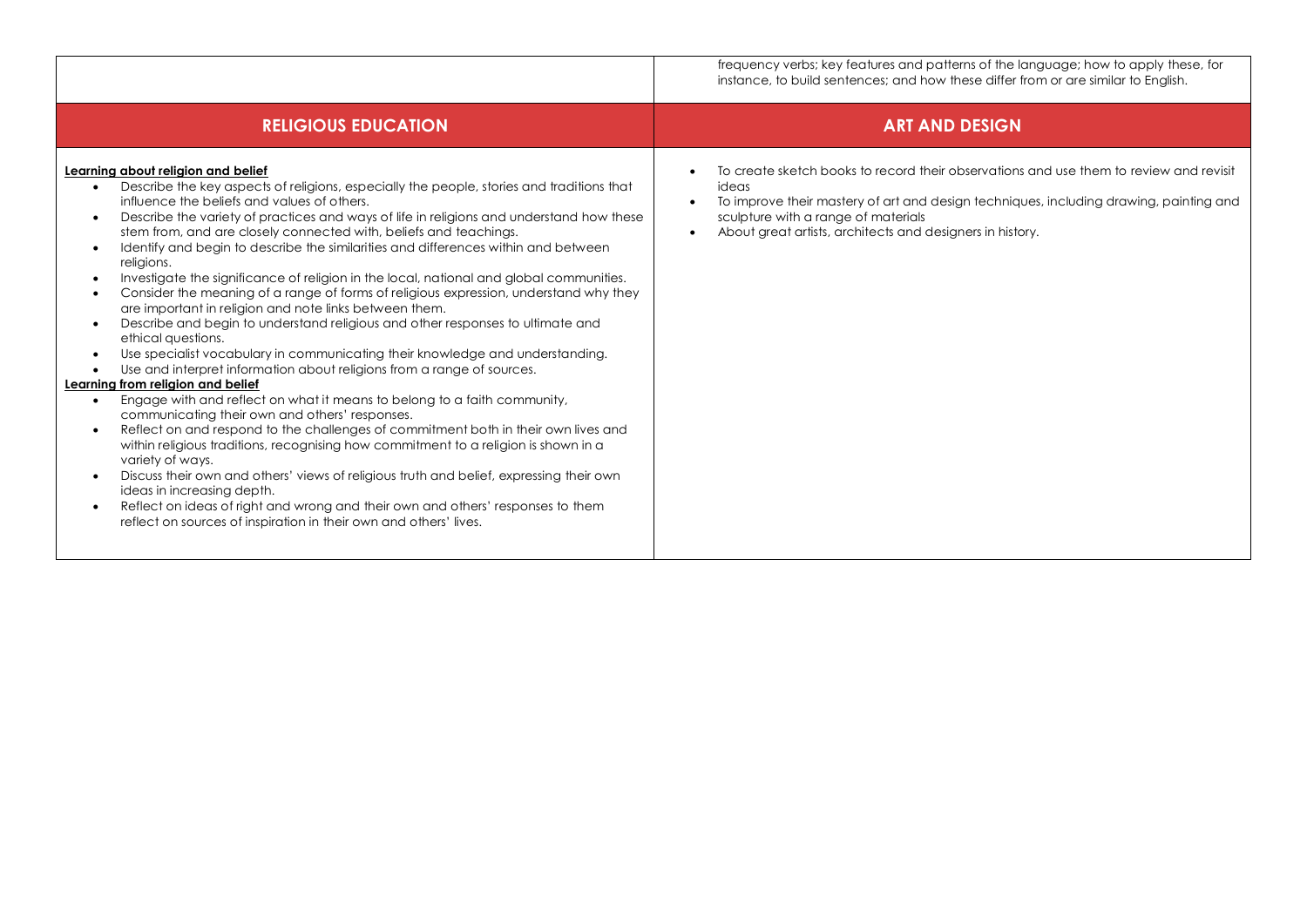frequency verbs; key features and patterns of the language; how to apply these, for instance, to build sentences; and how these differ from or are similar to English.

## RELIGIOUS EDUCATION

**Learning about religion and belief**

- Describe the key aspects of religions, especially the people, stories and traditions that influence the beliefs and values of others.
- Describe the variety of practices and ways of life in religions and understand how these stem from, and are closely connected with, beliefs and teachings.
- Identify and begin to describe the similarities and differences within and between religions.
- Investigate the significance of religion in the local, national and global communities.
- Consider the meaning of a range of forms of religious expression, understand why they are important in religion and note links between them.
- Describe and begin to understand religious and other responses to ultimate and ethical questions.
- Use specialist vocabulary in communicating their knowledge and understanding.
- Use and interpret information about religions from a range of sources.

**Learning from religion and belief**

- Engage with and reflect on what it means to belong to a faith community, communicating their own and others' responses.
- Reflect on and respond to the challenges of commitment both in their own lives and within religious traditions, recognising how commitment to a religion is shown in a variety of ways.
- Discuss their own and others' views of religious truth and belief, expressing their own ideas in increasing depth.
- Reflect on ideas of right and wrong and their own and others' responses to them reflect on sources of inspiration in their own and others' lives.

## ART AND DESIGN

- To create sketch books to record their observations and use them to review and revisit ideas
- To improve their mastery of art and design techniques, including drawing, painting and sculpture with a range of materials
- About great artists, architects and designers in history.